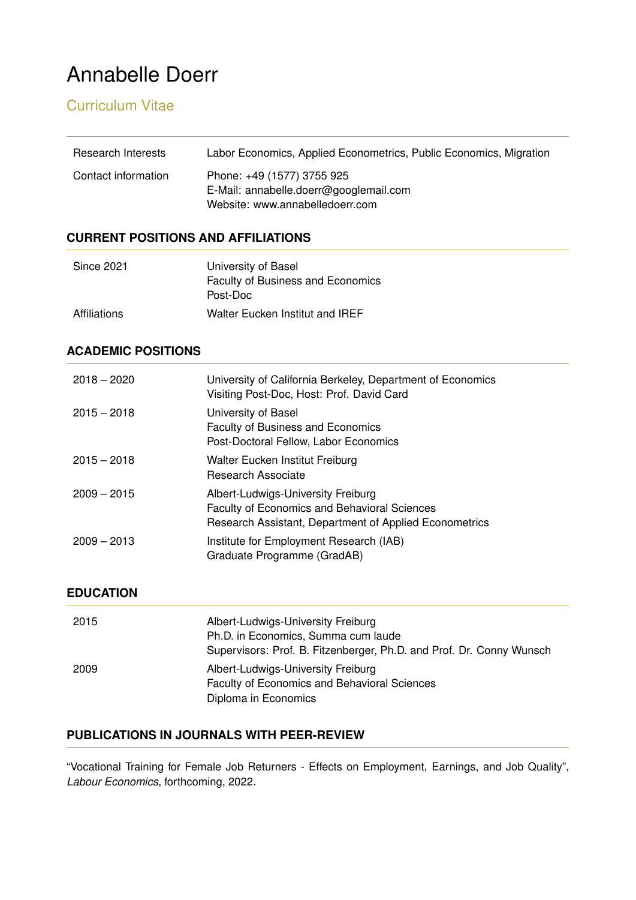# Annabelle Doerr

## Curriculum Vitae

| | |
|---|---|
| Research Interests | Labor Economics, Applied Econometrics, Public Economics, Migration |
| Contact information | Phone: +49 (1577) 3755 925<br>E-Mail: annabelle.doerr@googlemail.com<br>Website: www.annabelledoerr.com |

### CURRENT POSITIONS AND AFFILIATIONS

| | |
|---|---|
| Since 2021 | University of Basel<br>Faculty of Business and Economics<br>Post-Doc |
| Affiliations | Walter Eucken Institut and IREF |

### ACADEMIC POSITIONS

| | |
|---|---|
| 2018 – 2020 | University of California Berkeley, Department of Economics<br>Visiting Post-Doc, Host: Prof. David Card |
| 2015 – 2018 | University of Basel<br>Faculty of Business and Economics<br>Post-Doctoral Fellow, Labor Economics |
| 2015 – 2018 | Walter Eucken Institut Freiburg<br>Research Associate |
| 2009 – 2015 | Albert-Ludwigs-University Freiburg<br>Faculty of Economics and Behavioral Sciences<br>Research Assistant, Department of Applied Econometrics |
| 2009 – 2013 | Institute for Employment Research (IAB)<br>Graduate Programme (GradAB) |

### EDUCATION

| | |
|---|---|
| 2015 | Albert-Ludwigs-University Freiburg<br>Ph.D. in Economics, Summa cum laude<br>Supervisors: Prof. B. Fitzenberger, Ph.D. and Prof. Dr. Conny Wunsch |
| 2009 | Albert-Ludwigs-University Freiburg<br>Faculty of Economics and Behavioral Sciences<br>Diploma in Economics |

### PUBLICATIONS IN JOURNALS WITH PEER-REVIEW

"Vocational Training for Female Job Returners - Effects on Employment, Earnings, and Job Quality", *Labour Economics*, forthcoming, 2022.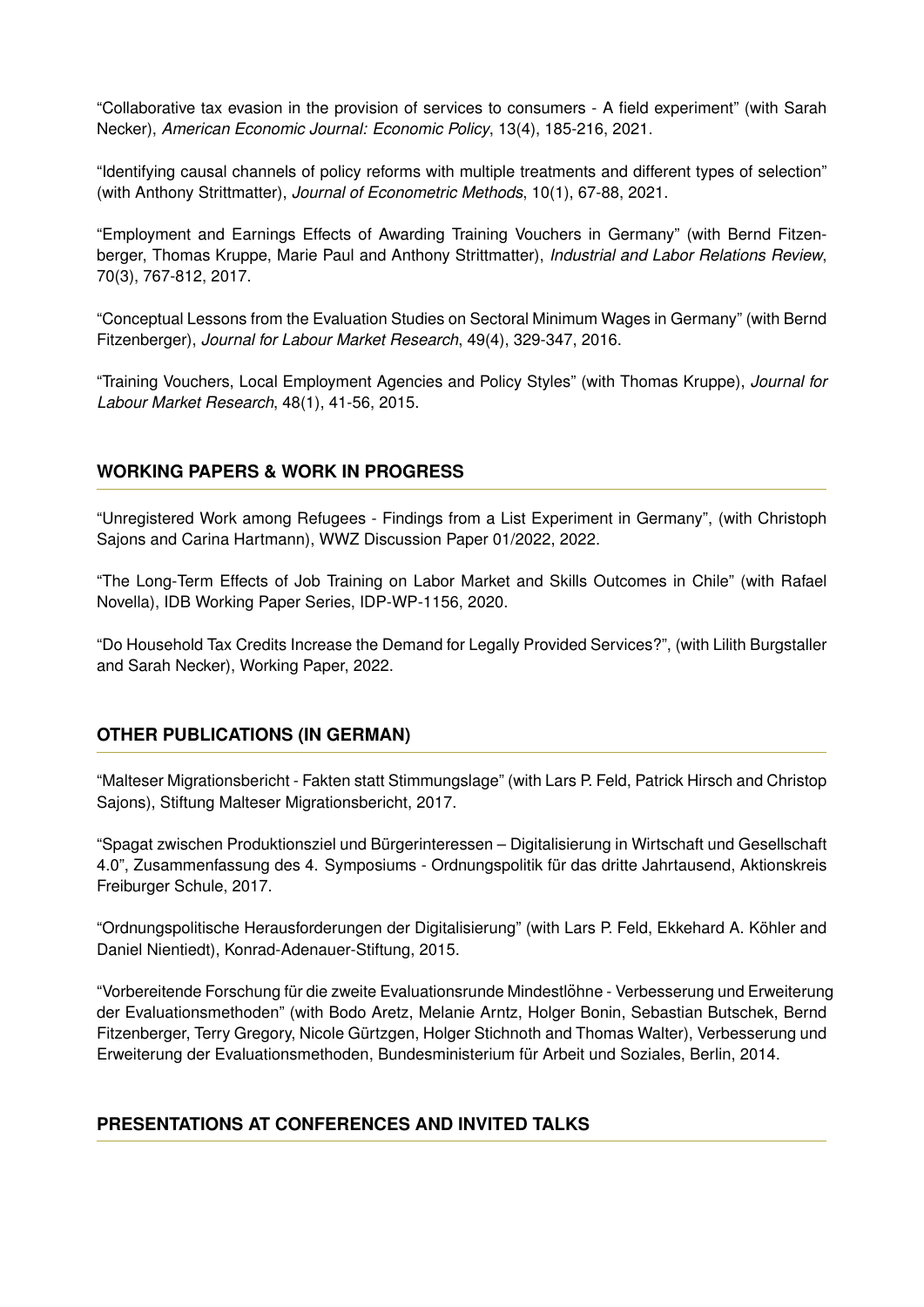"Collaborative tax evasion in the provision of services to consumers - A field experiment" (with Sarah Necker), *American Economic Journal: Economic Policy*, 13(4), 185-216, 2021.

"Identifying causal channels of policy reforms with multiple treatments and different types of selection" (with Anthony Strittmatter), *Journal of Econometric Methods*, 10(1), 67-88, 2021.

"Employment and Earnings Effects of Awarding Training Vouchers in Germany" (with Bernd Fitzenberger, Thomas Kruppe, Marie Paul and Anthony Strittmatter), *Industrial and Labor Relations Review*, 70(3), 767-812, 2017.

"Conceptual Lessons from the Evaluation Studies on Sectoral Minimum Wages in Germany" (with Bernd Fitzenberger), *Journal for Labour Market Research*, 49(4), 329-347, 2016.

"Training Vouchers, Local Employment Agencies and Policy Styles" (with Thomas Kruppe), *Journal for Labour Market Research*, 48(1), 41-56, 2015.

## WORKING PAPERS & WORK IN PROGRESS

"Unregistered Work among Refugees - Findings from a List Experiment in Germany", (with Christoph Sajons and Carina Hartmann), WWZ Discussion Paper 01/2022, 2022.

"The Long-Term Effects of Job Training on Labor Market and Skills Outcomes in Chile" (with Rafael Novella), IDB Working Paper Series, IDP-WP-1156, 2020.

"Do Household Tax Credits Increase the Demand for Legally Provided Services?", (with Lilith Burgstaller and Sarah Necker), Working Paper, 2022.

## OTHER PUBLICATIONS (IN GERMAN)

"Malteser Migrationsbericht - Fakten statt Stimmungslage" (with Lars P. Feld, Patrick Hirsch and Christop Sajons), Stiftung Malteser Migrationsbericht, 2017.

"Spagat zwischen Produktionsziel und Bürgerinteressen – Digitalisierung in Wirtschaft und Gesellschaft 4.0", Zusammenfassung des 4. Symposiums - Ordnungspolitik für das dritte Jahrtausend, Aktionskreis Freiburger Schule, 2017.

"Ordnungspolitische Herausforderungen der Digitalisierung" (with Lars P. Feld, Ekkehard A. Köhler and Daniel Nientiedt), Konrad-Adenauer-Stiftung, 2015.

"Vorbereitende Forschung für die zweite Evaluationsrunde Mindestlöhne - Verbesserung und Erweiterung der Evaluationsmethoden" (with Bodo Aretz, Melanie Arntz, Holger Bonin, Sebastian Butschek, Bernd Fitzenberger, Terry Gregory, Nicole Gürtzgen, Holger Stichnoth and Thomas Walter), Verbesserung und Erweiterung der Evaluationsmethoden, Bundesministerium für Arbeit und Soziales, Berlin, 2014.

## PRESENTATIONS AT CONFERENCES AND INVITED TALKS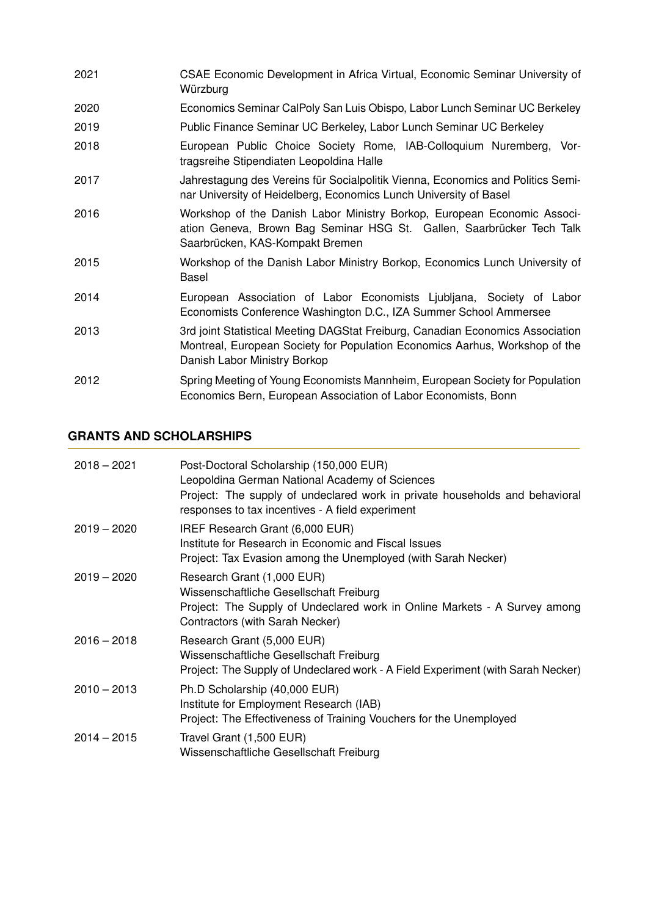| | |
|---|---|
| 2021 | CSAE Economic Development in Africa Virtual, Economic Seminar University of Würzburg |
| 2020 | Economics Seminar CalPoly San Luis Obispo, Labor Lunch Seminar UC Berkeley |
| 2019 | Public Finance Seminar UC Berkeley, Labor Lunch Seminar UC Berkeley |
| 2018 | European Public Choice Society Rome, IAB-Colloquium Nuremberg, Vortragsreihe Stipendiaten Leopoldina Halle |
| 2017 | Jahrestagung des Vereins für Socialpolitik Vienna, Economics and Politics Seminar University of Heidelberg, Economics Lunch University of Basel |
| 2016 | Workshop of the Danish Labor Ministry Borkop, European Economic Association Geneva, Brown Bag Seminar HSG St. Gallen, Saarbrücker Tech Talk Saarbrücken, KAS-Kompakt Bremen |
| 2015 | Workshop of the Danish Labor Ministry Borkop, Economics Lunch University of Basel |
| 2014 | European Association of Labor Economists Ljubljana, Society of Labor Economists Conference Washington D.C., IZA Summer School Ammersee |
| 2013 | 3rd joint Statistical Meeting DAGStat Freiburg, Canadian Economics Association Montreal, European Society for Population Economics Aarhus, Workshop of the Danish Labor Ministry Borkop |
| 2012 | Spring Meeting of Young Economists Mannheim, European Society for Population Economics Bern, European Association of Labor Economists, Bonn |

## GRANTS AND SCHOLARSHIPS

| | |
|---|---|
| 2018 – 2021 | Post-Doctoral Scholarship (150,000 EUR)<br>Leopoldina German National Academy of Sciences<br>Project: The supply of undeclared work in private households and behavioral responses to tax incentives - A field experiment |
| 2019 – 2020 | IREF Research Grant (6,000 EUR)<br>Institute for Research in Economic and Fiscal Issues<br>Project: Tax Evasion among the Unemployed (with Sarah Necker) |
| 2019 – 2020 | Research Grant (1,000 EUR)<br>Wissenschaftliche Gesellschaft Freiburg<br>Project: The Supply of Undeclared work in Online Markets - A Survey among Contractors (with Sarah Necker) |
| 2016 – 2018 | Research Grant (5,000 EUR)<br>Wissenschaftliche Gesellschaft Freiburg<br>Project: The Supply of Undeclared work - A Field Experiment (with Sarah Necker) |
| 2010 – 2013 | Ph.D Scholarship (40,000 EUR)<br>Institute for Employment Research (IAB)<br>Project: The Effectiveness of Training Vouchers for the Unemployed |
| 2014 – 2015 | Travel Grant (1,500 EUR)<br>Wissenschaftliche Gesellschaft Freiburg |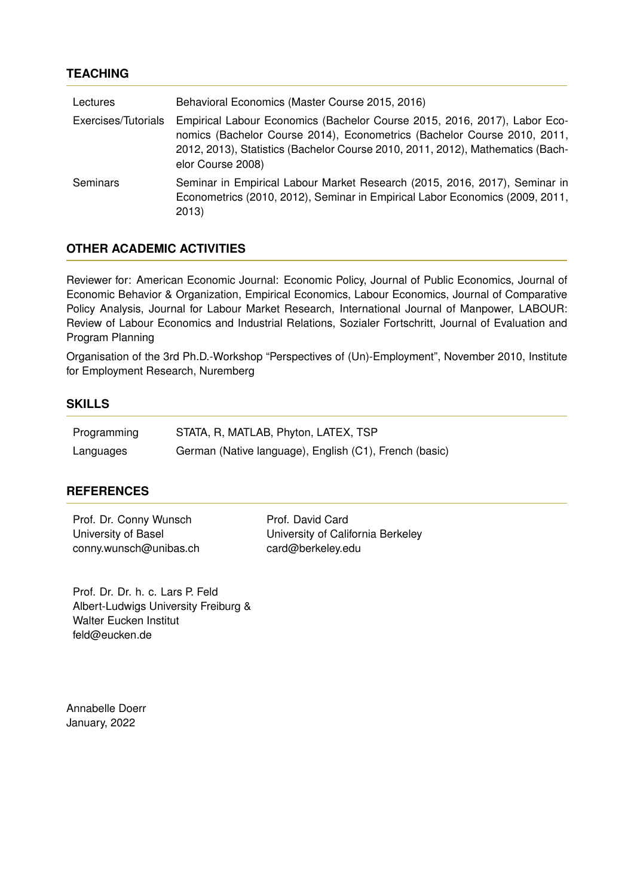## TEACHING

| | |
|---|---|
| Lectures | Behavioral Economics (Master Course 2015, 2016) |
| Exercises/Tutorials | Empirical Labour Economics (Bachelor Course 2015, 2016, 2017), Labor Economics (Bachelor Course 2014), Econometrics (Bachelor Course 2010, 2011, 2012, 2013), Statistics (Bachelor Course 2010, 2011, 2012), Mathematics (Bachelor Course 2008) |
| Seminars | Seminar in Empirical Labour Market Research (2015, 2016, 2017), Seminar in Econometrics (2010, 2012), Seminar in Empirical Labor Economics (2009, 2011, 2013) |

## OTHER ACADEMIC ACTIVITIES

Reviewer for: American Economic Journal: Economic Policy, Journal of Public Economics, Journal of Economic Behavior & Organization, Empirical Economics, Labour Economics, Journal of Comparative Policy Analysis, Journal for Labour Market Research, International Journal of Manpower, LABOUR: Review of Labour Economics and Industrial Relations, Sozialer Fortschritt, Journal of Evaluation and Program Planning

Organisation of the 3rd Ph.D.-Workshop "Perspectives of (Un)-Employment", November 2010, Institute for Employment Research, Nuremberg

## SKILLS

| | |
|---|---|
| Programming | STATA, R, MATLAB, Phyton, LATEX, TSP |
| Languages | German (Native language), English (C1), French (basic) |

## REFERENCES

Prof. Dr. Conny Wunsch
University of Basel
conny.wunsch@unibas.ch

Prof. David Card
University of California Berkeley
card@berkeley.edu

Prof. Dr. Dr. h. c. Lars P. Feld
Albert-Ludwigs University Freiburg &
Walter Eucken Institut
feld@eucken.de

Annabelle Doerr
January, 2022